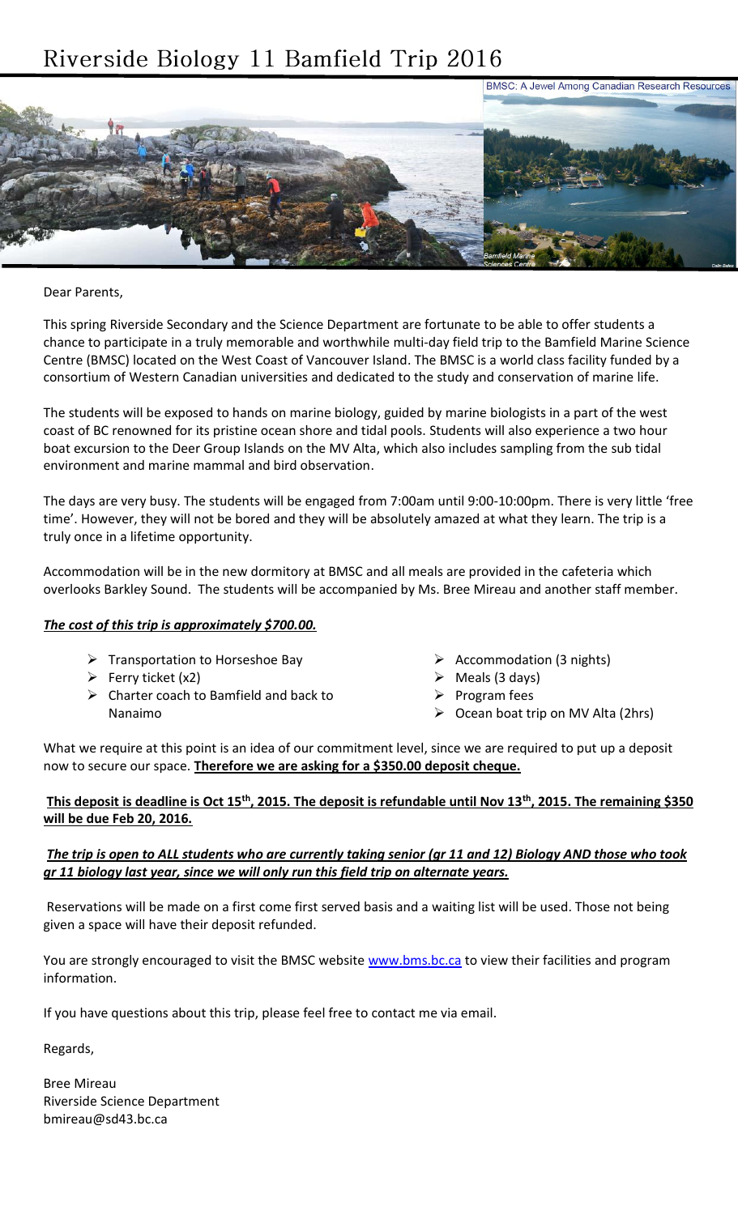# Riverside Biology 11 Bamfield Trip 2016

Dear Parents,

This spring Riverside Secondary and the Science Department are fortunate to be able to offer students a chance to participate in a truly memorable and worthwhile multi-day field trip to the Bamfield Marine Science Centre (BMSC) located on the West Coast of Vancouver Island. The BMSC is a world class facility funded by a consortium of Western Canadian universities and dedicated to the study and conservation of marine life.

The students will be exposed to hands on marine biology, guided by marine biologists in a part of the west coast of BC renowned for its pristine ocean shore and tidal pools. Students will also experience a two hour boat excursion to the Deer Group Islands on the MV Alta, which also includes sampling from the sub tidal environment and marine mammal and bird observation.

The days are very busy. The students will be engaged from 7:00am until 9:00-10:00pm. There is very little 'free time'. However, they will not be bored and they will be absolutely amazed at what they learn. The trip is a truly once in a lifetime opportunity.

Accommodation will be in the new dormitory at BMSC and all meals are provided in the cafeteria which overlooks Barkley Sound. The students will be accompanied by Ms. Bree Mireau and another staff member.

***The cost of this trip is approximately $700.00.***

- Transportation to Horseshoe Bay
- Ferry ticket (x2)
- Charter coach to Bamfield and back to Nanaimo
- Accommodation (3 nights)
- Meals (3 days)
- Program fees
- Ocean boat trip on MV Alta (2hrs)

What we require at this point is an idea of our commitment level, since we are required to put up a deposit now to secure our space. **Therefore we are asking for a $350.00 deposit cheque.**

**This deposit is deadline is Oct 15th, 2015. The deposit is refundable until Nov 13th, 2015. The remaining $350 will be due Feb 20, 2016.**

***The trip is open to ALL students who are currently taking senior (gr 11 and 12) Biology AND those who took gr 11 biology last year, since we will only run this field trip on alternate years.***

Reservations will be made on a first come first served basis and a waiting list will be used. Those not being given a space will have their deposit refunded.

You are strongly encouraged to visit the BMSC website www.bms.bc.ca to view their facilities and program information.

If you have questions about this trip, please feel free to contact me via email.

Regards,

Bree Mireau
Riverside Science Department
bmireau@sd43.bc.ca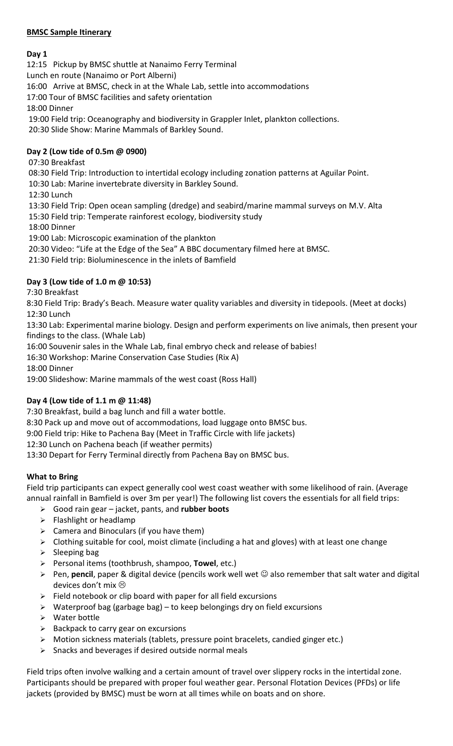**BMSC Sample Itinerary**

**Day 1**

12:15 Pickup by BMSC shuttle at Nanaimo Ferry Terminal
Lunch en route (Nanaimo or Port Alberni)
16:00 Arrive at BMSC, check in at the Whale Lab, settle into accommodations
17:00 Tour of BMSC facilities and safety orientation
18:00 Dinner
19:00 Field trip: Oceanography and biodiversity in Grappler Inlet, plankton collections.
20:30 Slide Show: Marine Mammals of Barkley Sound.

**Day 2 (Low tide of 0.5m @ 0900)**

07:30 Breakfast
08:30 Field Trip: Introduction to intertidal ecology including zonation patterns at Aguilar Point.
10:30 Lab: Marine invertebrate diversity in Barkley Sound.
12:30 Lunch
13:30 Field Trip: Open ocean sampling (dredge) and seabird/marine mammal surveys on M.V. Alta
15:30 Field trip: Temperate rainforest ecology, biodiversity study
18:00 Dinner
19:00 Lab: Microscopic examination of the plankton
20:30 Video: "Life at the Edge of the Sea" A BBC documentary filmed here at BMSC.
21:30 Field trip: Bioluminescence in the inlets of Bamfield

**Day 3 (Low tide of 1.0 m @ 10:53)**

7:30 Breakfast
8:30 Field Trip: Brady's Beach. Measure water quality variables and diversity in tidepools. (Meet at docks)
12:30 Lunch
13:30 Lab: Experimental marine biology. Design and perform experiments on live animals, then present your findings to the class. (Whale Lab)
16:00 Souvenir sales in the Whale Lab, final embryo check and release of babies!
16:30 Workshop: Marine Conservation Case Studies (Rix A)
18:00 Dinner
19:00 Slideshow: Marine mammals of the west coast (Ross Hall)

**Day 4 (Low tide of 1.1 m @ 11:48)**

7:30 Breakfast, build a bag lunch and fill a water bottle.
8:30 Pack up and move out of accommodations, load luggage onto BMSC bus.
9:00 Field trip: Hike to Pachena Bay (Meet in Traffic Circle with life jackets)
12:30 Lunch on Pachena beach (if weather permits)
13:30 Depart for Ferry Terminal directly from Pachena Bay on BMSC bus.

**What to Bring**

Field trip participants can expect generally cool west coast weather with some likelihood of rain. (Average annual rainfall in Bamfield is over 3m per year!) The following list covers the essentials for all field trips:

- Good rain gear – jacket, pants, and **rubber boots**
- Flashlight or headlamp
- Camera and Binoculars (if you have them)
- Clothing suitable for cool, moist climate (including a hat and gloves) with at least one change
- Sleeping bag
- Personal items (toothbrush, shampoo, **Towel**, etc.)
- Pen, **pencil**, paper & digital device (pencils work well wet ☺ also remember that salt water and digital devices don't mix ☹
- Field notebook or clip board with paper for all field excursions
- Waterproof bag (garbage bag) – to keep belongings dry on field excursions
- Water bottle
- Backpack to carry gear on excursions
- Motion sickness materials (tablets, pressure point bracelets, candied ginger etc.)
- Snacks and beverages if desired outside normal meals

Field trips often involve walking and a certain amount of travel over slippery rocks in the intertidal zone. Participants should be prepared with proper foul weather gear. Personal Flotation Devices (PFDs) or life jackets (provided by BMSC) must be worn at all times while on boats and on shore.